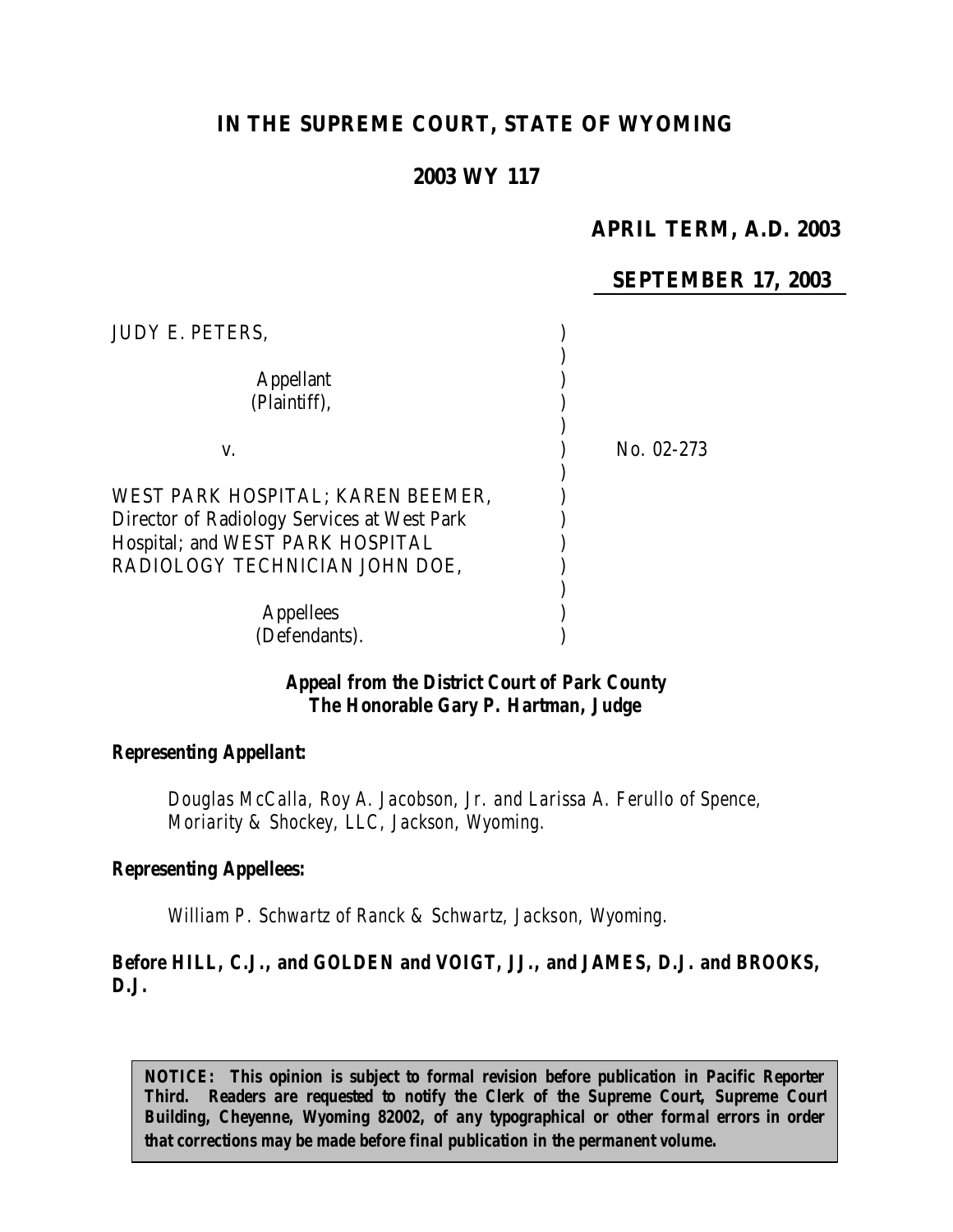# IN THE SUPREME COURT, STATE OF WYOMING

## 2003 WY 117

**APRIL TERM, A.D. 2003**

**SEPTEMBER 17, 2003**

JUDY E. PETERS,

Appellant
(Plaintiff),

v.

No. 02-273

WEST PARK HOSPITAL; KAREN BEEMER, Director of Radiology Services at West Park Hospital; and WEST PARK HOSPITAL RADIOLOGY TECHNICIAN JOHN DOE,

Appellees
(Defendants).

***Appeal from the District Court of Park County***
***The Honorable Gary P. Hartman, Judge***

***Representing Appellant:***

*Douglas McCalla, Roy A. Jacobson, Jr. and Larissa A. Ferullo of Spence, Moriarity & Shockey, LLC, Jackson, Wyoming.*

***Representing Appellees:***

*William P. Schwartz of Ranck & Schwartz, Jackson, Wyoming.*

***Before HILL, C.J., and GOLDEN and VOIGT, JJ., and JAMES, D.J. and BROOKS, D.J.***

**NOTICE: This opinion is subject to formal revision before publication in Pacific Reporter Third. Readers are requested to notify the Clerk of the Supreme Court, Supreme Court Building, Cheyenne, Wyoming 82002, of any typographical or other formal errors in order that corrections may be made before final publication in the permanent volume.**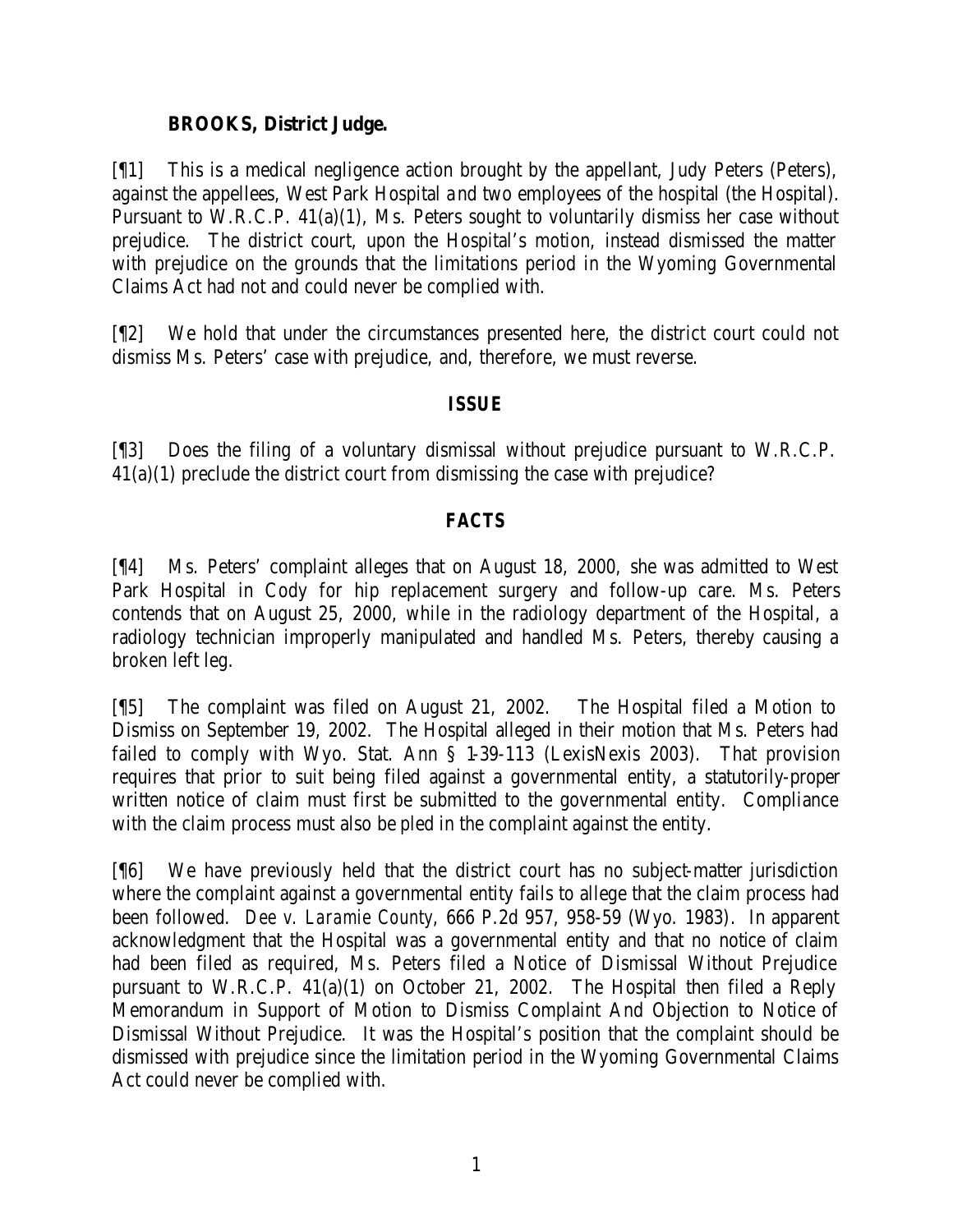**BROOKS, District Judge.**

[¶1] This is a medical negligence action brought by the appellant, Judy Peters (Peters), against the appellees, West Park Hospital and two employees of the hospital (the Hospital). Pursuant to W.R.C.P. 41(a)(1), Ms. Peters sought to voluntarily dismiss her case without prejudice. The district court, upon the Hospital's motion, instead dismissed the matter with prejudice on the grounds that the limitations period in the Wyoming Governmental Claims Act had not and could never be complied with.

[¶2] We hold that under the circumstances presented here, the district court could not dismiss Ms. Peters' case with prejudice, and, therefore, we must reverse.

## ISSUE

[¶3] Does the filing of a voluntary dismissal without prejudice pursuant to W.R.C.P. 41(a)(1) preclude the district court from dismissing the case with prejudice?

## FACTS

[¶4] Ms. Peters' complaint alleges that on August 18, 2000, she was admitted to West Park Hospital in Cody for hip replacement surgery and follow-up care. Ms. Peters contends that on August 25, 2000, while in the radiology department of the Hospital, a radiology technician improperly manipulated and handled Ms. Peters, thereby causing a broken left leg.

[¶5] The complaint was filed on August 21, 2002. The Hospital filed a Motion to Dismiss on September 19, 2002. The Hospital alleged in their motion that Ms. Peters had failed to comply with Wyo. Stat. Ann § 1-39-113 (LexisNexis 2003). That provision requires that prior to suit being filed against a governmental entity, a statutorily-proper written notice of claim must first be submitted to the governmental entity. Compliance with the claim process must also be pled in the complaint against the entity.

[¶6] We have previously held that the district court has no subject-matter jurisdiction where the complaint against a governmental entity fails to allege that the claim process had been followed. *Dee v. Laramie County*, 666 P.2d 957, 958-59 (Wyo. 1983). In apparent acknowledgment that the Hospital was a governmental entity and that no notice of claim had been filed as required, Ms. Peters filed a Notice of Dismissal Without Prejudice pursuant to W.R.C.P. 41(a)(1) on October 21, 2002. The Hospital then filed a Reply Memorandum in Support of Motion to Dismiss Complaint And Objection to Notice of Dismissal Without Prejudice. It was the Hospital's position that the complaint should be dismissed with prejudice since the limitation period in the Wyoming Governmental Claims Act could never be complied with.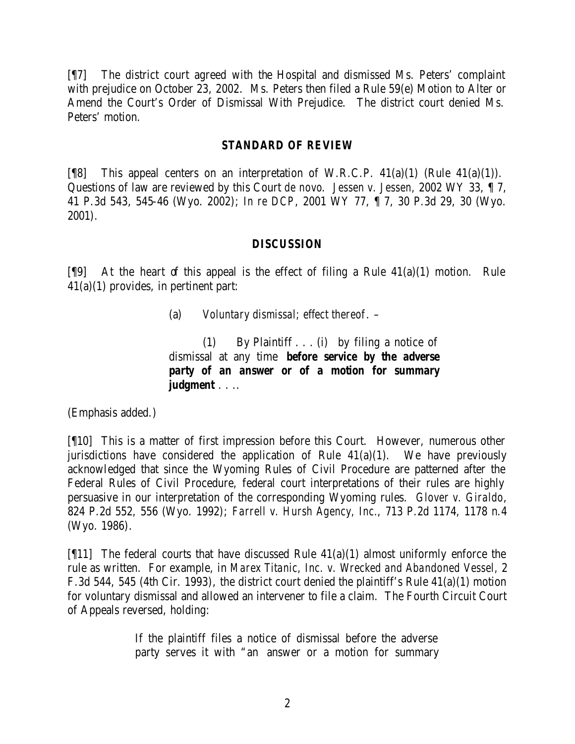[¶7] The district court agreed with the Hospital and dismissed Ms. Peters' complaint with prejudice on October 23, 2002. Ms. Peters then filed a Rule 59(e) Motion to Alter or Amend the Court's Order of Dismissal With Prejudice. The district court denied Ms. Peters' motion.

## STANDARD OF REVIEW

[¶8] This appeal centers on an interpretation of W.R.C.P. 41(a)(1) (Rule 41(a)(1)). Questions of law are reviewed by this Court *de novo*. *Jessen v. Jessen*, 2002 WY 33, ¶ 7, 41 P.3d 543, 545-46 (Wyo. 2002); *In re DCP*, 2001 WY 77, ¶ 7, 30 P.3d 29, 30 (Wyo. 2001).

## DISCUSSION

[¶9] At the heart of this appeal is the effect of filing a Rule 41(a)(1) motion. Rule 41(a)(1) provides, in pertinent part:

> (a) *Voluntary dismissal; effect thereof*. –
>
> (1) By Plaintiff . . . (i) by filing a notice of dismissal at any time **before service by the adverse party of an answer or of a motion for summary judgment** . . ..

(Emphasis added.)

[¶10] This is a matter of first impression before this Court. However, numerous other jurisdictions have considered the application of Rule 41(a)(1). We have previously acknowledged that since the Wyoming Rules of Civil Procedure are patterned after the Federal Rules of Civil Procedure, federal court interpretations of their rules are highly persuasive in our interpretation of the corresponding Wyoming rules. *Glover v. Giraldo*, 824 P.2d 552, 556 (Wyo. 1992); *Farrell v. Hursh Agency, Inc.*, 713 P.2d 1174, 1178 n.4 (Wyo. 1986).

[¶11] The federal courts that have discussed Rule 41(a)(1) almost uniformly enforce the rule as written. For example, in *Marex Titanic, Inc. v. Wrecked and Abandoned Vessel*, 2 F.3d 544, 545 (4th Cir. 1993), the district court denied the plaintiff's Rule 41(a)(1) motion for voluntary dismissal and allowed an intervener to file a claim. The Fourth Circuit Court of Appeals reversed, holding:

> If the plaintiff files a notice of dismissal before the adverse party serves it with "an answer or a motion for summary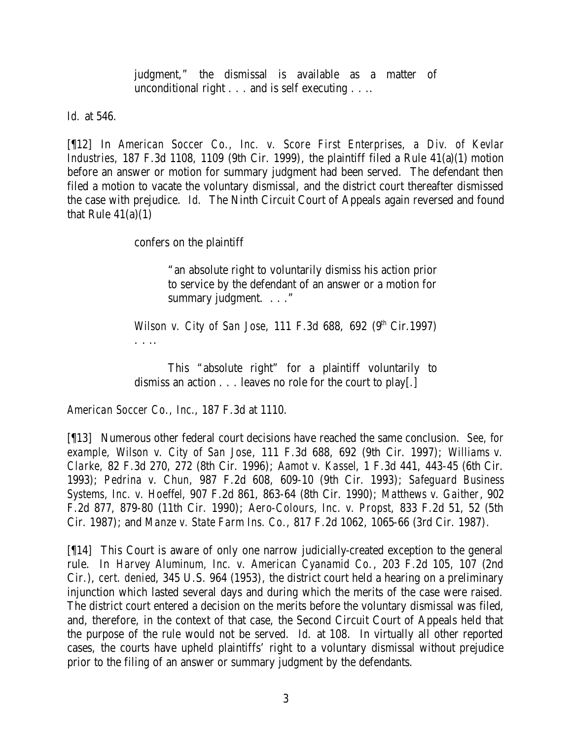> judgment," the dismissal is available as a matter of unconditional right . . . and is self executing . . ..

*Id.* at 546.

[¶12] In *American Soccer Co., Inc. v. Score First Enterprises, a Div. of Kevlar Industries,* 187 F.3d 1108, 1109 (9th Cir. 1999), the plaintiff filed a Rule 41(a)(1) motion before an answer or motion for summary judgment had been served. The defendant then filed a motion to vacate the voluntary dismissal, and the district court thereafter dismissed the case with prejudice. *Id.* The Ninth Circuit Court of Appeals again reversed and found that Rule 41(a)(1)

> confers on the plaintiff
>
> > "an absolute right to voluntarily dismiss his action prior to service by the defendant of an answer or a motion for summary judgment. . . ."
>
> *Wilson v. City of San Jose*, 111 F.3d 688, 692 (9th Cir.1997) . . ..
>
> This "absolute right" for a plaintiff voluntarily to dismiss an action . . . leaves no role for the court to play[.]

*American Soccer Co., Inc.*, 187 F.3d at 1110.

[¶13] Numerous other federal court decisions have reached the same conclusion. *See, for example, Wilson v. City of San Jose*, 111 F.3d 688, 692 (9th Cir. 1997); *Williams v. Clarke*, 82 F.3d 270, 272 (8th Cir. 1996); *Aamot v. Kassel*, 1 F.3d 441, 443-45 (6th Cir. 1993); *Pedrina v. Chun*, 987 F.2d 608, 609-10 (9th Cir. 1993); *Safeguard Business Systems, Inc. v. Hoeffel*, 907 F.2d 861, 863-64 (8th Cir. 1990); *Matthews v. Gaither*, 902 F.2d 877, 879-80 (11th Cir. 1990); *Aero-Colours, Inc. v. Propst*, 833 F.2d 51, 52 (5th Cir. 1987); and *Manze v. State Farm Ins. Co.*, 817 F.2d 1062, 1065-66 (3rd Cir. 1987).

[¶14] This Court is aware of only one narrow judicially-created exception to the general rule. In *Harvey Aluminum, Inc. v. American Cyanamid Co.*, 203 F.2d 105, 107 (2nd Cir.), *cert. denied*, 345 U.S. 964 (1953), the district court held a hearing on a preliminary injunction which lasted several days and during which the merits of the case were raised. The district court entered a decision on the merits before the voluntary dismissal was filed, and, therefore, in the context of that case, the Second Circuit Court of Appeals held that the purpose of the rule would not be served. *Id.* at 108. In virtually all other reported cases, the courts have upheld plaintiffs' right to a voluntary dismissal without prejudice prior to the filing of an answer or summary judgment by the defendants.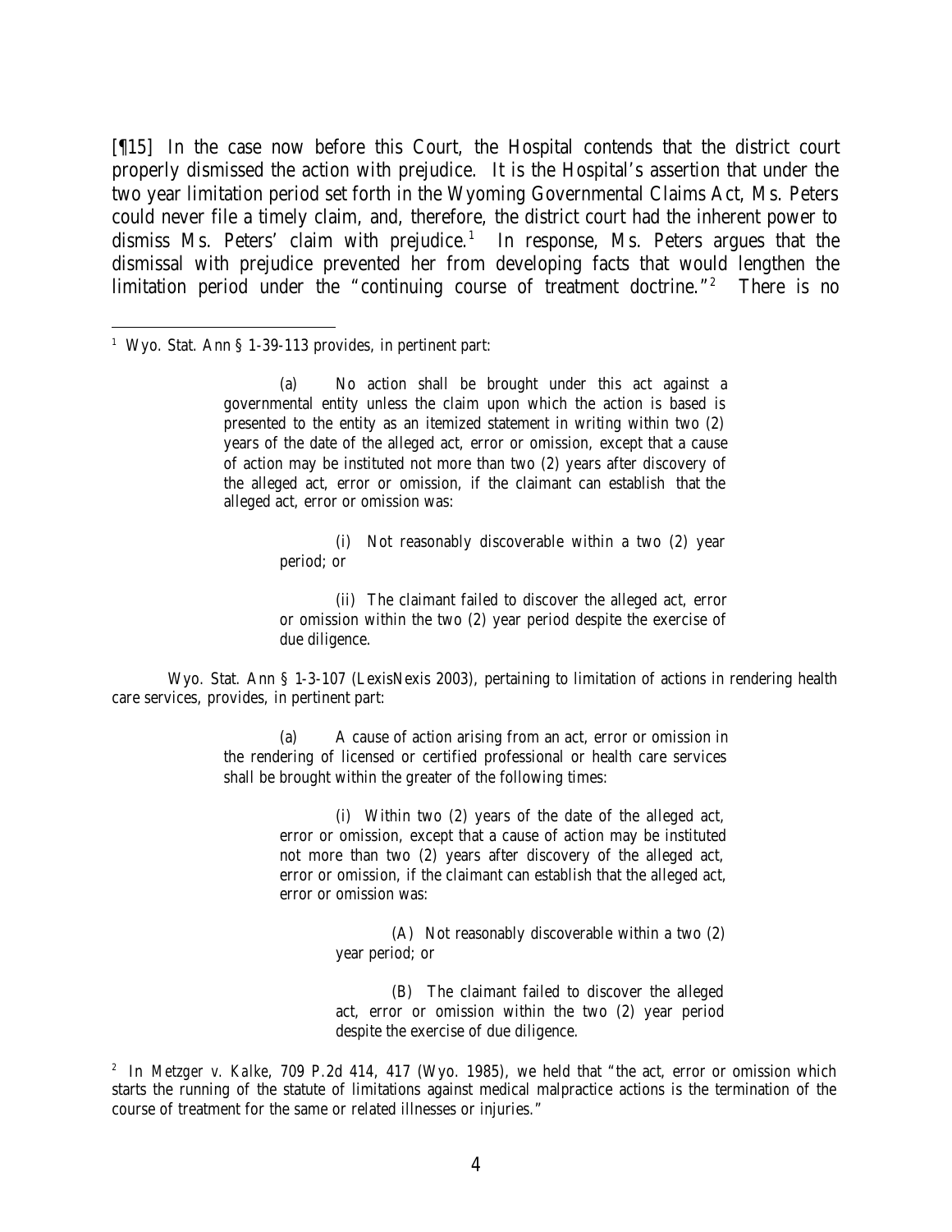[¶15] In the case now before this Court, the Hospital contends that the district court properly dismissed the action with prejudice. It is the Hospital's assertion that under the two year limitation period set forth in the Wyoming Governmental Claims Act, Ms. Peters could never file a timely claim, and, therefore, the district court had the inherent power to dismiss Ms. Peters' claim with prejudice.[1] In response, Ms. Peters argues that the dismissal with prejudice prevented her from developing facts that would lengthen the limitation period under the "continuing course of treatment doctrine."[2] There is no

---

[1] Wyo. Stat. Ann § 1-39-113 provides, in pertinent part:

> (a) No action shall be brought under this act against a governmental entity unless the claim upon which the action is based is presented to the entity as an itemized statement in writing within two (2) years of the date of the alleged act, error or omission, except that a cause of action may be instituted not more than two (2) years after discovery of the alleged act, error or omission, if the claimant can establish that the alleged act, error or omission was:
>
> (i) Not reasonably discoverable within a two (2) year period; or
>
> (ii) The claimant failed to discover the alleged act, error or omission within the two (2) year period despite the exercise of due diligence.

Wyo. Stat. Ann § 1-3-107 (LexisNexis 2003), pertaining to limitation of actions in rendering health care services, provides, in pertinent part:

> (a) A cause of action arising from an act, error or omission in the rendering of licensed or certified professional or health care services shall be brought within the greater of the following times:
>
> (i) Within two (2) years of the date of the alleged act, error or omission, except that a cause of action may be instituted not more than two (2) years after discovery of the alleged act, error or omission, if the claimant can establish that the alleged act, error or omission was:
>
> (A) Not reasonably discoverable within a two (2) year period; or
>
> (B) The claimant failed to discover the alleged act, error or omission within the two (2) year period despite the exercise of due diligence.

[2] In *Metzger v. Kalke*, 709 P.2d 414, 417 (Wyo. 1985), we held that "the act, error or omission which starts the running of the statute of limitations against medical malpractice actions is the termination of the course of treatment for the same or related illnesses or injuries."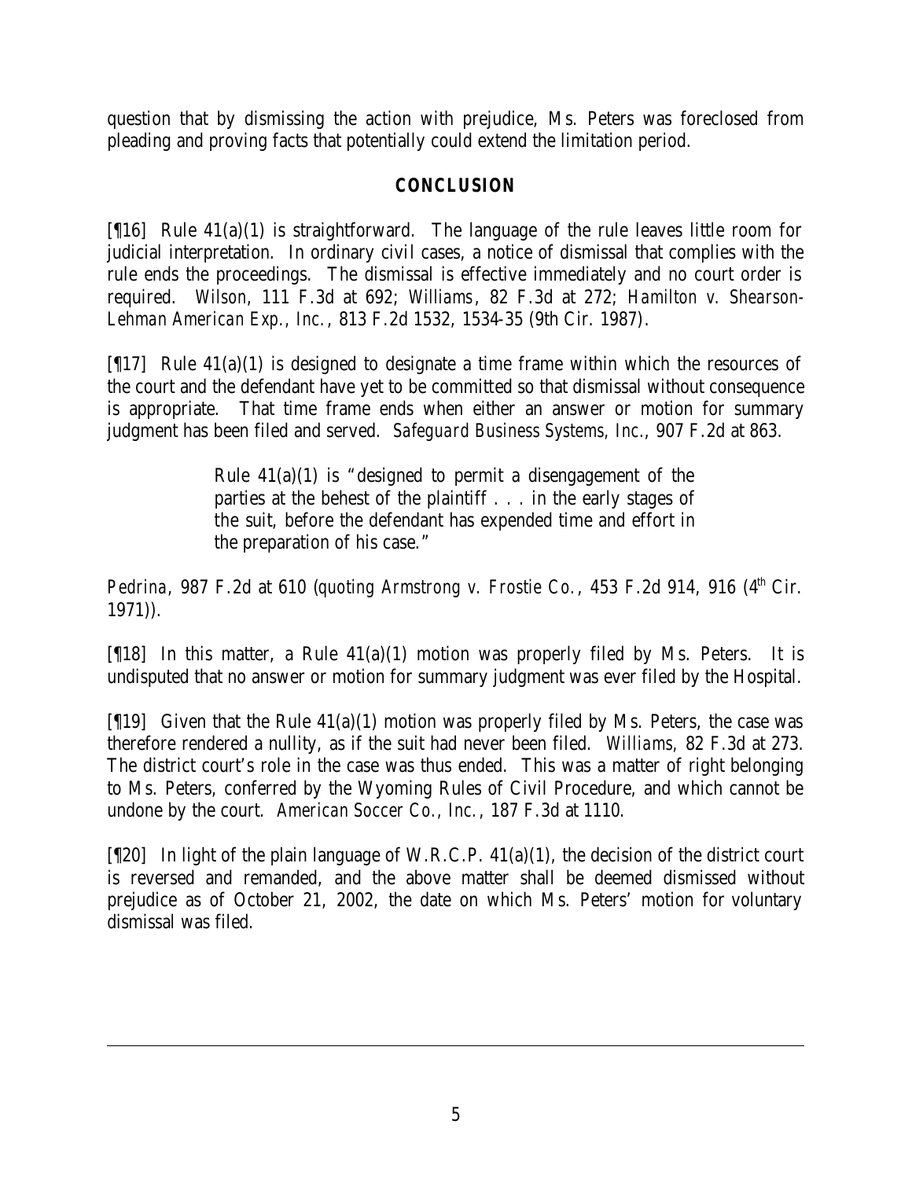question that by dismissing the action with prejudice, Ms. Peters was foreclosed from pleading and proving facts that potentially could extend the limitation period.

## CONCLUSION

[¶16] Rule 41(a)(1) is straightforward. The language of the rule leaves little room for judicial interpretation. In ordinary civil cases, a notice of dismissal that complies with the rule ends the proceedings. The dismissal is effective immediately and no court order is required. *Wilson*, 111 F.3d at 692; *Williams*, 82 F.3d at 272; *Hamilton v. Shearson-Lehman American Exp., Inc.*, 813 F.2d 1532, 1534-35 (9th Cir. 1987).

[¶17] Rule 41(a)(1) is designed to designate a time frame within which the resources of the court and the defendant have yet to be committed so that dismissal without consequence is appropriate. That time frame ends when either an answer or motion for summary judgment has been filed and served. *Safeguard Business Systems, Inc.*, 907 F.2d at 863.

> Rule 41(a)(1) is "designed to permit a disengagement of the parties at the behest of the plaintiff . . . in the early stages of the suit, before the defendant has expended time and effort in the preparation of his case."

*Pedrina*, 987 F.2d at 610 (*quoting Armstrong v. Frostie Co.*, 453 F.2d 914, 916 (4th Cir. 1971)).

[¶18] In this matter, a Rule 41(a)(1) motion was properly filed by Ms. Peters. It is undisputed that no answer or motion for summary judgment was ever filed by the Hospital.

[¶19] Given that the Rule 41(a)(1) motion was properly filed by Ms. Peters, the case was therefore rendered a nullity, as if the suit had never been filed. *Williams,* 82 F.3d at 273. The district court's role in the case was thus ended. This was a matter of right belonging to Ms. Peters, conferred by the Wyoming Rules of Civil Procedure, and which cannot be undone by the court. *American Soccer Co., Inc.*, 187 F.3d at 1110.

[¶20] In light of the plain language of W.R.C.P. 41(a)(1), the decision of the district court is reversed and remanded, and the above matter shall be deemed dismissed without prejudice as of October 21, 2002, the date on which Ms. Peters' motion for voluntary dismissal was filed.